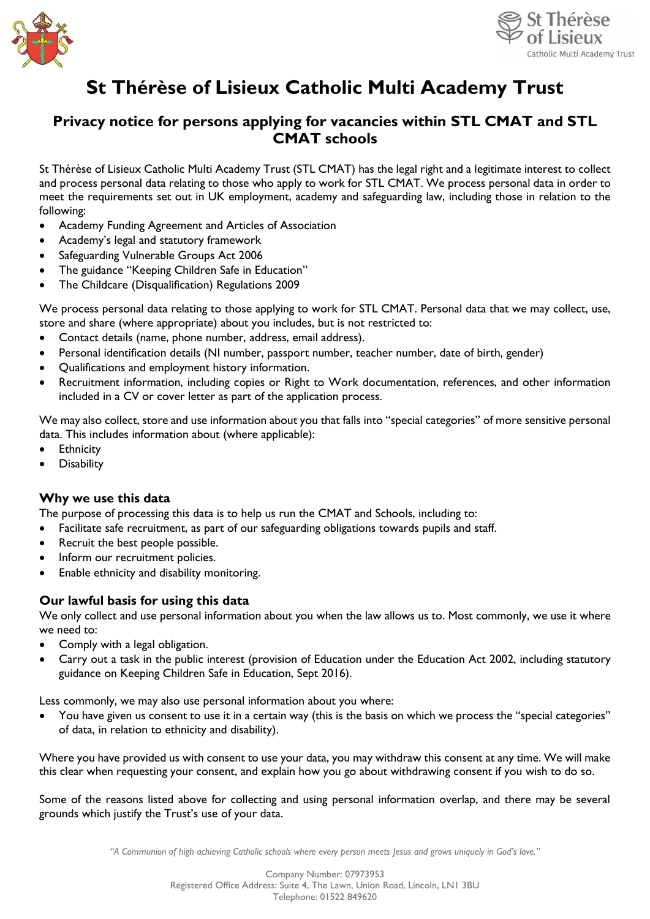# St Thérèse of Lisieux Catholic Multi Academy Trust

## Privacy notice for persons applying for vacancies within STL CMAT and STL CMAT schools

St Thérèse of Lisieux Catholic Multi Academy Trust (STL CMAT) has the legal right and a legitimate interest to collect and process personal data relating to those who apply to work for STL CMAT. We process personal data in order to meet the requirements set out in UK employment, academy and safeguarding law, including those in relation to the following:

- Academy Funding Agreement and Articles of Association
- Academy's legal and statutory framework
- Safeguarding Vulnerable Groups Act 2006
- The guidance "Keeping Children Safe in Education"
- The Childcare (Disqualification) Regulations 2009

We process personal data relating to those applying to work for STL CMAT. Personal data that we may collect, use, store and share (where appropriate) about you includes, but is not restricted to:

- Contact details (name, phone number, address, email address).
- Personal identification details (NI number, passport number, teacher number, date of birth, gender)
- Qualifications and employment history information.
- Recruitment information, including copies or Right to Work documentation, references, and other information included in a CV or cover letter as part of the application process.

We may also collect, store and use information about you that falls into "special categories" of more sensitive personal data. This includes information about (where applicable):

- Ethnicity
- Disability

### Why we use this data

The purpose of processing this data is to help us run the CMAT and Schools, including to:

- Facilitate safe recruitment, as part of our safeguarding obligations towards pupils and staff.
- Recruit the best people possible.
- Inform our recruitment policies.
- Enable ethnicity and disability monitoring.

### Our lawful basis for using this data

We only collect and use personal information about you when the law allows us to. Most commonly, we use it where we need to:

- Comply with a legal obligation.
- Carry out a task in the public interest (provision of Education under the Education Act 2002, including statutory guidance on Keeping Children Safe in Education, Sept 2016).

Less commonly, we may also use personal information about you where:

- You have given us consent to use it in a certain way (this is the basis on which we process the "special categories" of data, in relation to ethnicity and disability).

Where you have provided us with consent to use your data, you may withdraw this consent at any time. We will make this clear when requesting your consent, and explain how you go about withdrawing consent if you wish to do so.

Some of the reasons listed above for collecting and using personal information overlap, and there may be several grounds which justify the Trust's use of your data.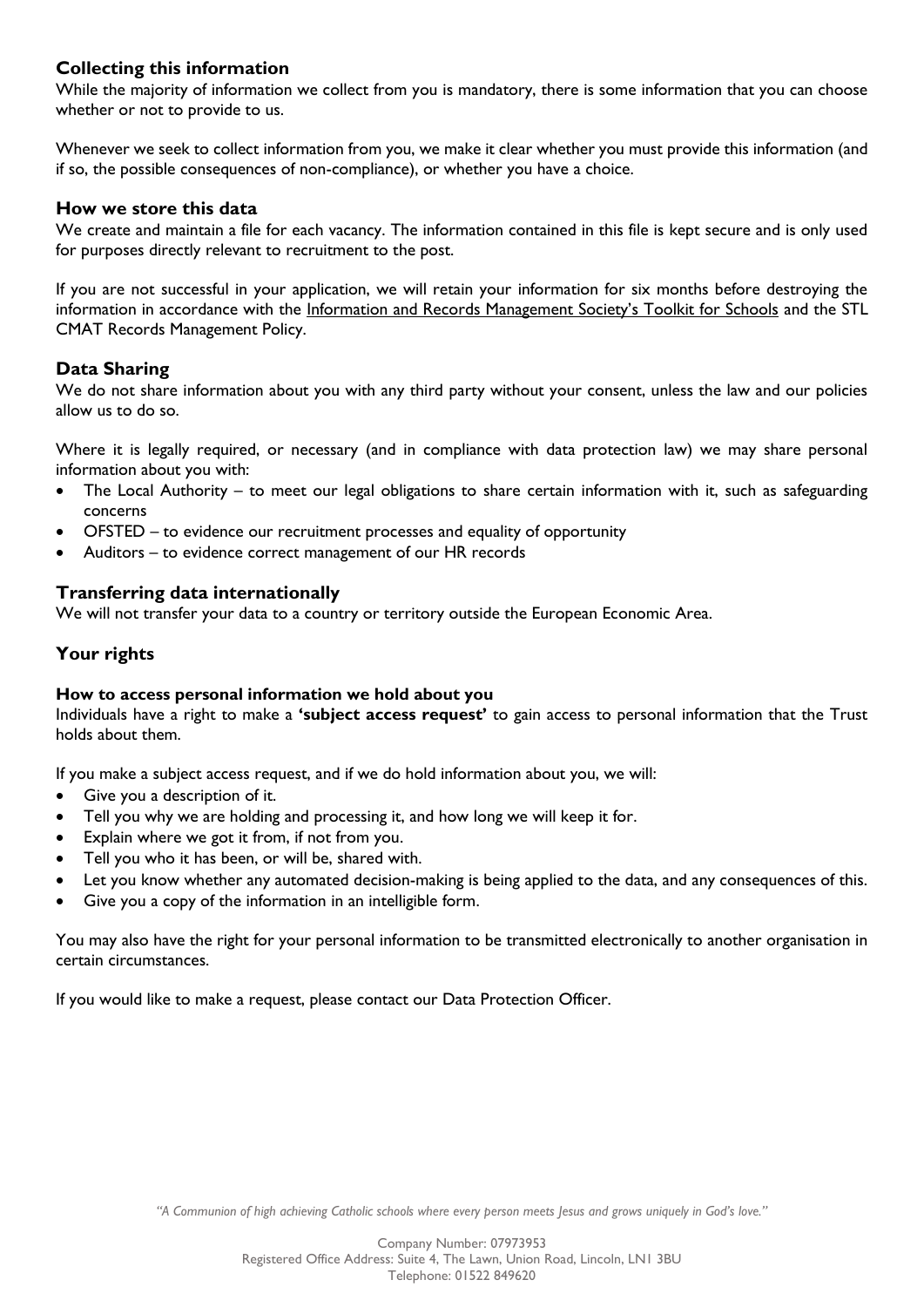## Collecting this information

While the majority of information we collect from you is mandatory, there is some information that you can choose whether or not to provide to us.

Whenever we seek to collect information from you, we make it clear whether you must provide this information (and if so, the possible consequences of non-compliance), or whether you have a choice.

## How we store this data

We create and maintain a file for each vacancy. The information contained in this file is kept secure and is only used for purposes directly relevant to recruitment to the post.

If you are not successful in your application, we will retain your information for six months before destroying the information in accordance with the Information and Records Management Society's Toolkit for Schools and the STL CMAT Records Management Policy.

## Data Sharing

We do not share information about you with any third party without your consent, unless the law and our policies allow us to do so.

Where it is legally required, or necessary (and in compliance with data protection law) we may share personal information about you with:

- The Local Authority – to meet our legal obligations to share certain information with it, such as safeguarding concerns
- OFSTED – to evidence our recruitment processes and equality of opportunity
- Auditors – to evidence correct management of our HR records

## Transferring data internationally

We will not transfer your data to a country or territory outside the European Economic Area.

## Your rights

### How to access personal information we hold about you

Individuals have a right to make a **'subject access request'** to gain access to personal information that the Trust holds about them.

If you make a subject access request, and if we do hold information about you, we will:

- Give you a description of it.
- Tell you why we are holding and processing it, and how long we will keep it for.
- Explain where we got it from, if not from you.
- Tell you who it has been, or will be, shared with.
- Let you know whether any automated decision-making is being applied to the data, and any consequences of this.
- Give you a copy of the information in an intelligible form.

You may also have the right for your personal information to be transmitted electronically to another organisation in certain circumstances.

If you would like to make a request, please contact our Data Protection Officer.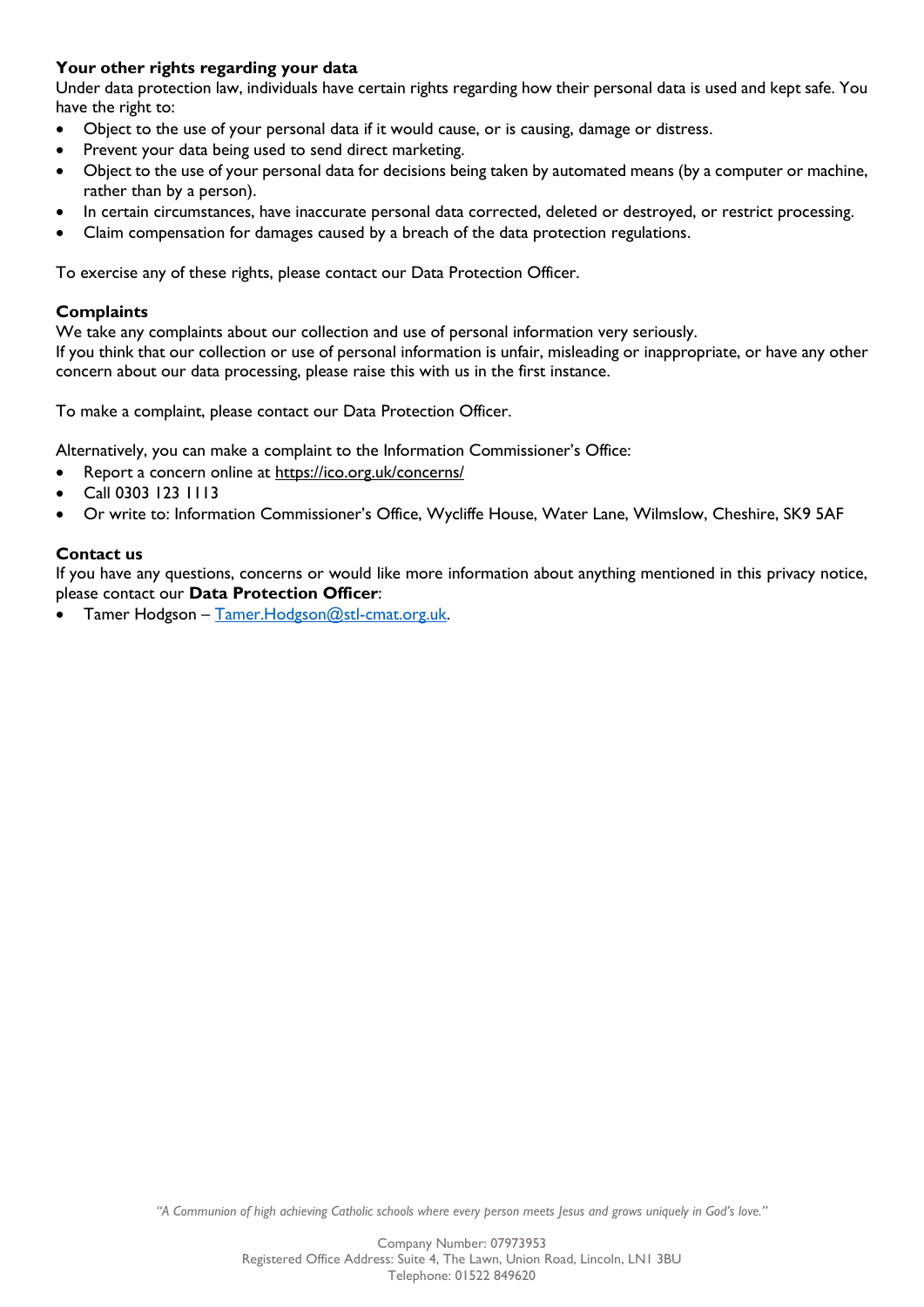### Your other rights regarding your data

Under data protection law, individuals have certain rights regarding how their personal data is used and kept safe. You have the right to:

- Object to the use of your personal data if it would cause, or is causing, damage or distress.
- Prevent your data being used to send direct marketing.
- Object to the use of your personal data for decisions being taken by automated means (by a computer or machine, rather than by a person).
- In certain circumstances, have inaccurate personal data corrected, deleted or destroyed, or restrict processing.
- Claim compensation for damages caused by a breach of the data protection regulations.

To exercise any of these rights, please contact our Data Protection Officer.

### Complaints

We take any complaints about our collection and use of personal information very seriously.
If you think that our collection or use of personal information is unfair, misleading or inappropriate, or have any other concern about our data processing, please raise this with us in the first instance.

To make a complaint, please contact our Data Protection Officer.

Alternatively, you can make a complaint to the Information Commissioner's Office:

- Report a concern online at https://ico.org.uk/concerns/
- Call 0303 123 1113
- Or write to: Information Commissioner's Office, Wycliffe House, Water Lane, Wilmslow, Cheshire, SK9 5AF

### Contact us

If you have any questions, concerns or would like more information about anything mentioned in this privacy notice, please contact our **Data Protection Officer**:

- Tamer Hodgson – Tamer.Hodgson@stl-cmat.org.uk.

*"A Communion of high achieving Catholic schools where every person meets Jesus and grows uniquely in God's love."*

Company Number: 07973953
Registered Office Address: Suite 4, The Lawn, Union Road, Lincoln, LN1 3BU
Telephone: 01522 849620